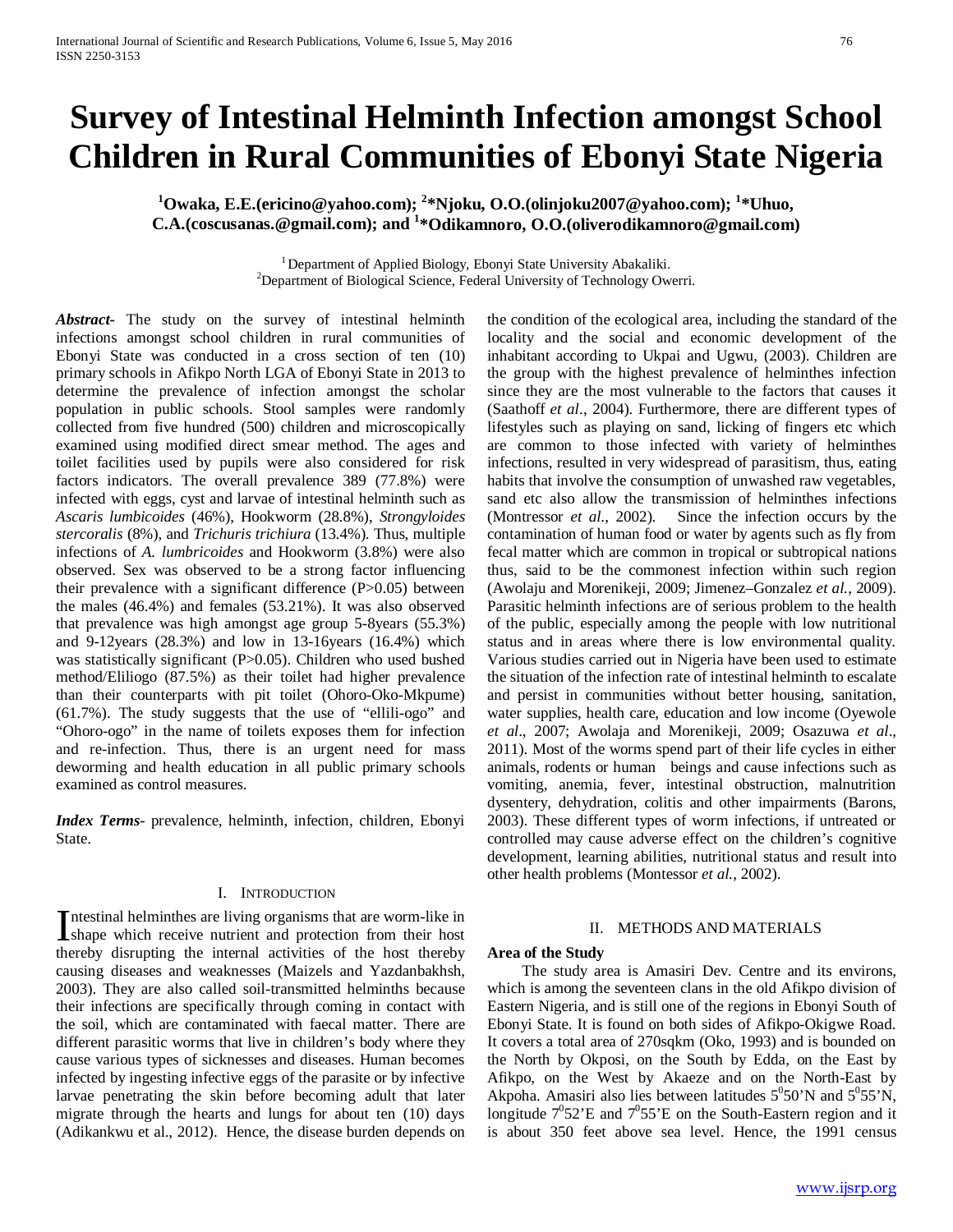# Survey of Intestinal Helminth Infection amongst School Children in Rural Communities of Ebonyi State Nigeria

**[1]Owaka, E.E.(ericino@yahoo.com); [2]*Njoku, O.O.(olinjoku2007@yahoo.com); [1]*Uhuo, C.A.(coscusanas.@gmail.com); and [1]*Odikamnoro, O.O.(oliverodikamnoro@gmail.com)**

[1] Department of Applied Biology, Ebonyi State University Abakaliki.
[2]Department of Biological Science, Federal University of Technology Owerri.

***Abstract-*** The study on the survey of intestinal helminth infections amongst school children in rural communities of Ebonyi State was conducted in a cross section of ten (10) primary schools in Afikpo North LGA of Ebonyi State in 2013 to determine the prevalence of infection amongst the scholar population in public schools. Stool samples were randomly collected from five hundred (500) children and microscopically examined using modified direct smear method. The ages and toilet facilities used by pupils were also considered for risk factors indicators. The overall prevalence 389 (77.8%) were infected with eggs, cyst and larvae of intestinal helminth such as *Ascaris lumbicoides* (46%), Hookworm (28.8%), *Strongyloides stercoralis* (8%), and *Trichuris trichiura* (13.4%). Thus, multiple infections of *A. lumbricoides* and Hookworm (3.8%) were also observed. Sex was observed to be a strong factor influencing their prevalence with a significant difference (P>0.05) between the males (46.4%) and females (53.21%). It was also observed that prevalence was high amongst age group 5-8years (55.3%) and 9-12years (28.3%) and low in 13-16years (16.4%) which was statistically significant (P>0.05). Children who used bushed method/Eliliogo (87.5%) as their toilet had higher prevalence than their counterparts with pit toilet (Ohoro-Oko-Mkpume) (61.7%). The study suggests that the use of "ellili-ogo" and "Ohoro-ogo" in the name of toilets exposes them for infection and re-infection. Thus, there is an urgent need for mass deworming and health education in all public primary schools examined as control measures.

***Index Terms***- prevalence, helminth, infection, children, Ebonyi State.

## I. Introduction

Intestinal helminthes are living organisms that are worm-like in shape which receive nutrient and protection from their host thereby disrupting the internal activities of the host thereby causing diseases and weaknesses (Maizels and Yazdanbakhsh, 2003). They are also called soil-transmitted helminths because their infections are specifically through coming in contact with the soil, which are contaminated with faecal matter. There are different parasitic worms that live in children's body where they cause various types of sicknesses and diseases. Human becomes infected by ingesting infective eggs of the parasite or by infective larvae penetrating the skin before becoming adult that later migrate through the hearts and lungs for about ten (10) days (Adikankwu et al., 2012). Hence, the disease burden depends on the condition of the ecological area, including the standard of the locality and the social and economic development of the inhabitant according to Ukpai and Ugwu, (2003). Children are the group with the highest prevalence of helminthes infection since they are the most vulnerable to the factors that causes it (Saathoff *et al*., 2004). Furthermore, there are different types of lifestyles such as playing on sand, licking of fingers etc which are common to those infected with variety of helminthes infections, resulted in very widespread of parasitism, thus, eating habits that involve the consumption of unwashed raw vegetables, sand etc also allow the transmission of helminthes infections (Montressor *et al*., 2002). Since the infection occurs by the contamination of human food or water by agents such as fly from fecal matter which are common in tropical or subtropical nations thus, said to be the commonest infection within such region (Awolaju and Morenikeji, 2009; Jimenez–Gonzalez *et al.*, 2009). Parasitic helminth infections are of serious problem to the health of the public, especially among the people with low nutritional status and in areas where there is low environmental quality. Various studies carried out in Nigeria have been used to estimate the situation of the infection rate of intestinal helminth to escalate and persist in communities without better housing, sanitation, water supplies, health care, education and low income (Oyewole *et al*., 2007; Awolaja and Morenikeji, 2009; Osazuwa *et al*., 2011). Most of the worms spend part of their life cycles in either animals, rodents or human beings and cause infections such as vomiting, anemia, fever, intestinal obstruction, malnutrition dysentery, dehydration, colitis and other impairments (Barons, 2003). These different types of worm infections, if untreated or controlled may cause adverse effect on the children's cognitive development, learning abilities, nutritional status and result into other health problems (Montessor *et al.*, 2002).

## II. Methods and Materials

**Area of the Study**

The study area is Amasiri Dev. Centre and its environs, which is among the seventeen clans in the old Afikpo division of Eastern Nigeria, and is still one of the regions in Ebonyi South of Ebonyi State. It is found on both sides of Afikpo-Okigwe Road. It covers a total area of 270sqkm (Oko, 1993) and is bounded on the North by Okposi, on the South by Edda, on the East by Afikpo, on the West by Akaeze and on the North-East by Akpoha. Amasiri also lies between latitudes $5^0 50$'N and $5^0 55$'N, longitude $7^0 52$'E and $7^0 55$'E on the South-Eastern region and it is about 350 feet above sea level. Hence, the 1991 census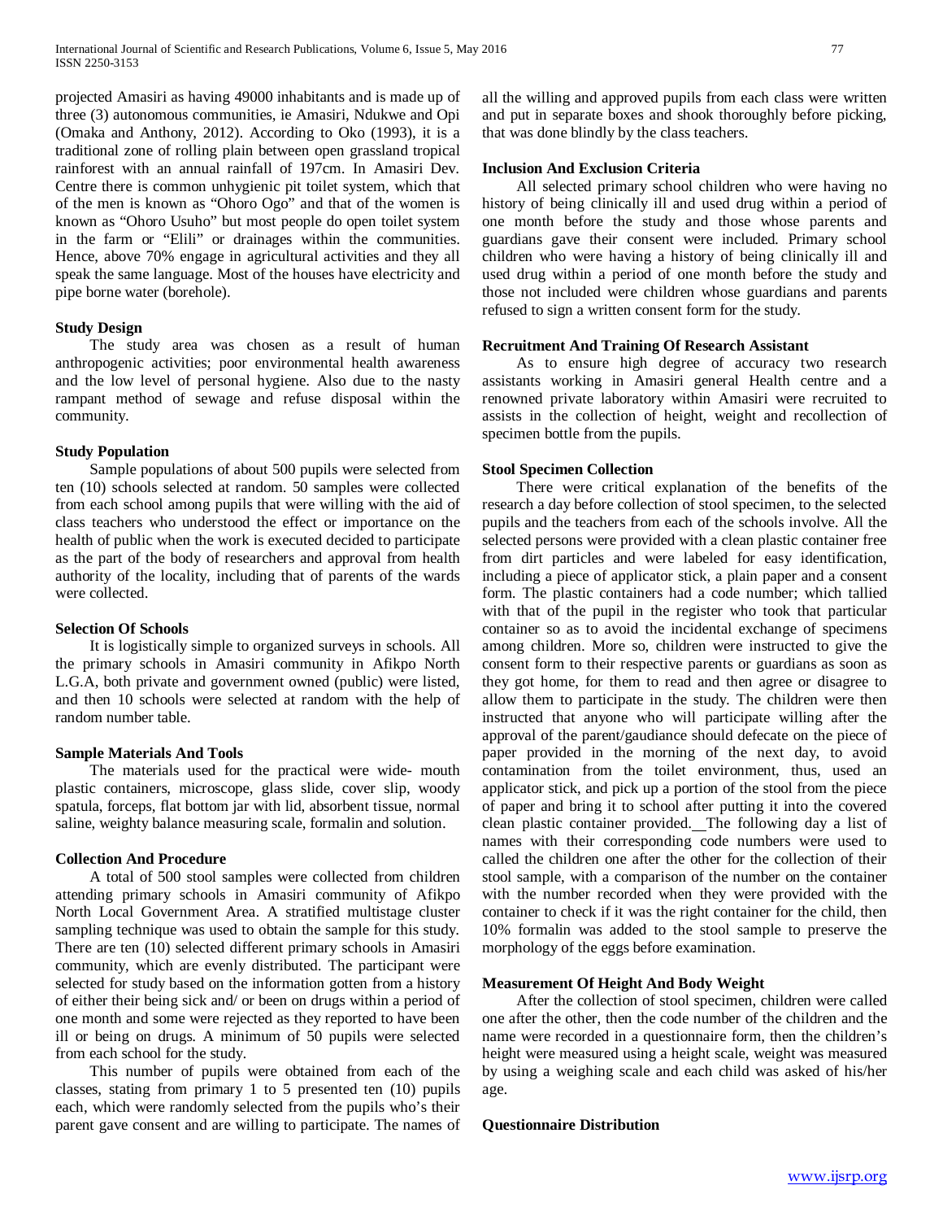projected Amasiri as having 49000 inhabitants and is made up of three (3) autonomous communities, ie Amasiri, Ndukwe and Opi (Omaka and Anthony, 2012). According to Oko (1993), it is a traditional zone of rolling plain between open grassland tropical rainforest with an annual rainfall of 197cm. In Amasiri Dev. Centre there is common unhygienic pit toilet system, which that of the men is known as "Ohoro Ogo" and that of the women is known as "Ohoro Usuho" but most people do open toilet system in the farm or "Elili" or drainages within the communities. Hence, above 70% engage in agricultural activities and they all speak the same language. Most of the houses have electricity and pipe borne water (borehole).

**Study Design**

The study area was chosen as a result of human anthropogenic activities; poor environmental health awareness and the low level of personal hygiene. Also due to the nasty rampant method of sewage and refuse disposal within the community.

**Study Population**

Sample populations of about 500 pupils were selected from ten (10) schools selected at random. 50 samples were collected from each school among pupils that were willing with the aid of class teachers who understood the effect or importance on the health of public when the work is executed decided to participate as the part of the body of researchers and approval from health authority of the locality, including that of parents of the wards were collected.

**Selection Of Schools**

It is logistically simple to organized surveys in schools. All the primary schools in Amasiri community in Afikpo North L.G.A, both private and government owned (public) were listed, and then 10 schools were selected at random with the help of random number table.

**Sample Materials And Tools**

The materials used for the practical were wide- mouth plastic containers, microscope, glass slide, cover slip, woody spatula, forceps, flat bottom jar with lid, absorbent tissue, normal saline, weighty balance measuring scale, formalin and solution.

**Collection And Procedure**

A total of 500 stool samples were collected from children attending primary schools in Amasiri community of Afikpo North Local Government Area. A stratified multistage cluster sampling technique was used to obtain the sample for this study. There are ten (10) selected different primary schools in Amasiri community, which are evenly distributed. The participant were selected for study based on the information gotten from a history of either their being sick and/ or been on drugs within a period of one month and some were rejected as they reported to have been ill or being on drugs. A minimum of 50 pupils were selected from each school for the study.

This number of pupils were obtained from each of the classes, stating from primary 1 to 5 presented ten (10) pupils each, which were randomly selected from the pupils who's their parent gave consent and are willing to participate. The names of all the willing and approved pupils from each class were written and put in separate boxes and shook thoroughly before picking, that was done blindly by the class teachers.

**Inclusion And Exclusion Criteria**

All selected primary school children who were having no history of being clinically ill and used drug within a period of one month before the study and those whose parents and guardians gave their consent were included. Primary school children who were having a history of being clinically ill and used drug within a period of one month before the study and those not included were children whose guardians and parents refused to sign a written consent form for the study.

**Recruitment And Training Of Research Assistant**

As to ensure high degree of accuracy two research assistants working in Amasiri general Health centre and a renowned private laboratory within Amasiri were recruited to assists in the collection of height, weight and recollection of specimen bottle from the pupils.

**Stool Specimen Collection**

There were critical explanation of the benefits of the research a day before collection of stool specimen, to the selected pupils and the teachers from each of the schools involve. All the selected persons were provided with a clean plastic container free from dirt particles and were labeled for easy identification, including a piece of applicator stick, a plain paper and a consent form. The plastic containers had a code number; which tallied with that of the pupil in the register who took that particular container so as to avoid the incidental exchange of specimens among children. More so, children were instructed to give the consent form to their respective parents or guardians as soon as they got home, for them to read and then agree or disagree to allow them to participate in the study. The children were then instructed that anyone who will participate willing after the approval of the parent/gaudiance should defecate on the piece of paper provided in the morning of the next day, to avoid contamination from the toilet environment, thus, used an applicator stick, and pick up a portion of the stool from the piece of paper and bring it to school after putting it into the covered clean plastic container provided. The following day a list of names with their corresponding code numbers were used to called the children one after the other for the collection of their stool sample, with a comparison of the number on the container with the number recorded when they were provided with the container to check if it was the right container for the child, then 10% formalin was added to the stool sample to preserve the morphology of the eggs before examination.

**Measurement Of Height And Body Weight**

After the collection of stool specimen, children were called one after the other, then the code number of the children and the name were recorded in a questionnaire form, then the children's height were measured using a height scale, weight was measured by using a weighing scale and each child was asked of his/her age.

**Questionnaire Distribution**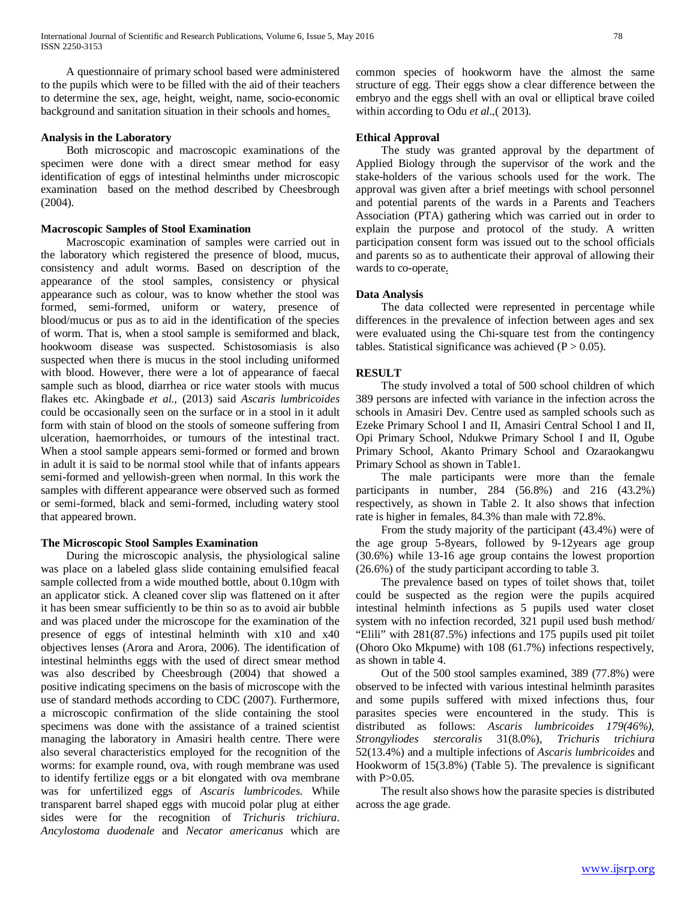A questionnaire of primary school based were administered to the pupils which were to be filled with the aid of their teachers to determine the sex, age, height, weight, name, socio-economic background and sanitation situation in their schools and homes.

### Analysis in the Laboratory

Both microscopic and macroscopic examinations of the specimen were done with a direct smear method for easy identification of eggs of intestinal helminths under microscopic examination based on the method described by Cheesbrough (2004).

### Macroscopic Samples of Stool Examination

Macroscopic examination of samples were carried out in the laboratory which registered the presence of blood, mucus, consistency and adult worms. Based on description of the appearance of the stool samples, consistency or physical appearance such as colour, was to know whether the stool was formed, semi-formed, uniform or watery, presence of blood/mucus or pus as to aid in the identification of the species of worm. That is, when a stool sample is semiformed and black, hookwoom disease was suspected. Schistosomiasis is also suspected when there is mucus in the stool including uniformed with blood. However, there were a lot of appearance of faecal sample such as blood, diarrhea or rice water stools with mucus flakes etc. Akingbade *et al.,* (2013) said *Ascaris lumbricoides* could be occasionally seen on the surface or in a stool in it adult form with stain of blood on the stools of someone suffering from ulceration, haemorrhoides, or tumours of the intestinal tract. When a stool sample appears semi-formed or formed and brown in adult it is said to be normal stool while that of infants appears semi-formed and yellowish-green when normal. In this work the samples with different appearance were observed such as formed or semi-formed, black and semi-formed, including watery stool that appeared brown.

### The Microscopic Stool Samples Examination

During the microscopic analysis, the physiological saline was place on a labeled glass slide containing emulsified feacal sample collected from a wide mouthed bottle, about 0.10gm with an applicator stick. A cleaned cover slip was flattened on it after it has been smear sufficiently to be thin so as to avoid air bubble and was placed under the microscope for the examination of the presence of eggs of intestinal helminth with x10 and x40 objectives lenses (Arora and Arora, 2006). The identification of intestinal helminths eggs with the used of direct smear method was also described by Cheesbrough (2004) that showed a positive indicating specimens on the basis of microscope with the use of standard methods according to CDC (2007). Furthermore, a microscopic confirmation of the slide containing the stool specimens was done with the assistance of a trained scientist managing the laboratory in Amasiri health centre. There were also several characteristics employed for the recognition of the worms: for example round, ova, with rough membrane was used to identify fertilize eggs or a bit elongated with ova membrane was for unfertilized eggs of *Ascaris lumbricodes.* While transparent barrel shaped eggs with mucoid polar plug at either sides were for the recognition of *Trichuris trichiura*. *Ancylostoma duodenale* and *Necator americanus* which are common species of hookworm have the almost the same structure of egg. Their eggs show a clear difference between the embryo and the eggs shell with an oval or elliptical brave coiled within according to Odu *et al*.,( 2013).

### Ethical Approval

The study was granted approval by the department of Applied Biology through the supervisor of the work and the stake-holders of the various schools used for the work. The approval was given after a brief meetings with school personnel and potential parents of the wards in a Parents and Teachers Association (PTA) gathering which was carried out in order to explain the purpose and protocol of the study. A written participation consent form was issued out to the school officials and parents so as to authenticate their approval of allowing their wards to co-operate.

### Data Analysis

The data collected were represented in percentage while differences in the prevalence of infection between ages and sex were evaluated using the Chi-square test from the contingency tables. Statistical significance was achieved ($P > 0.05$).

## RESULT

The study involved a total of 500 school children of which 389 persons are infected with variance in the infection across the schools in Amasiri Dev. Centre used as sampled schools such as Ezeke Primary School I and II, Amasiri Central School I and II, Opi Primary School, Ndukwe Primary School I and II, Ogube Primary School, Akanto Primary School and Ozaraokangwu Primary School as shown in Table1.

The male participants were more than the female participants in number, 284 (56.8%) and 216 (43.2%) respectively, as shown in Table 2. It also shows that infection rate is higher in females, 84.3% than male with 72.8%.

From the study majority of the participant (43.4%) were of the age group 5-8years, followed by 9-12years age group (30.6%) while 13-16 age group contains the lowest proportion (26.6%) of the study participant according to table 3.

The prevalence based on types of toilet shows that, toilet could be suspected as the region were the pupils acquired intestinal helminth infections as 5 pupils used water closet system with no infection recorded, 321 pupil used bush method/ "Elili" with 281(87.5%) infections and 175 pupils used pit toilet (Ohoro Oko Mkpume) with 108 (61.7%) infections respectively, as shown in table 4.

Out of the 500 stool samples examined, 389 (77.8%) were observed to be infected with various intestinal helminth parasites and some pupils suffered with mixed infections thus, four parasites species were encountered in the study. This is distributed as follows: *Ascaris lumbricoides 179(46%), Strongyliodes stercoralis* 31(8.0%), *Trichuris trichiura* 52(13.4%) and a multiple infections of *Ascaris lumbricoides* and Hookworm of 15(3.8%) (Table 5). The prevalence is significant with $P>0.05$.

The result also shows how the parasite species is distributed across the age grade.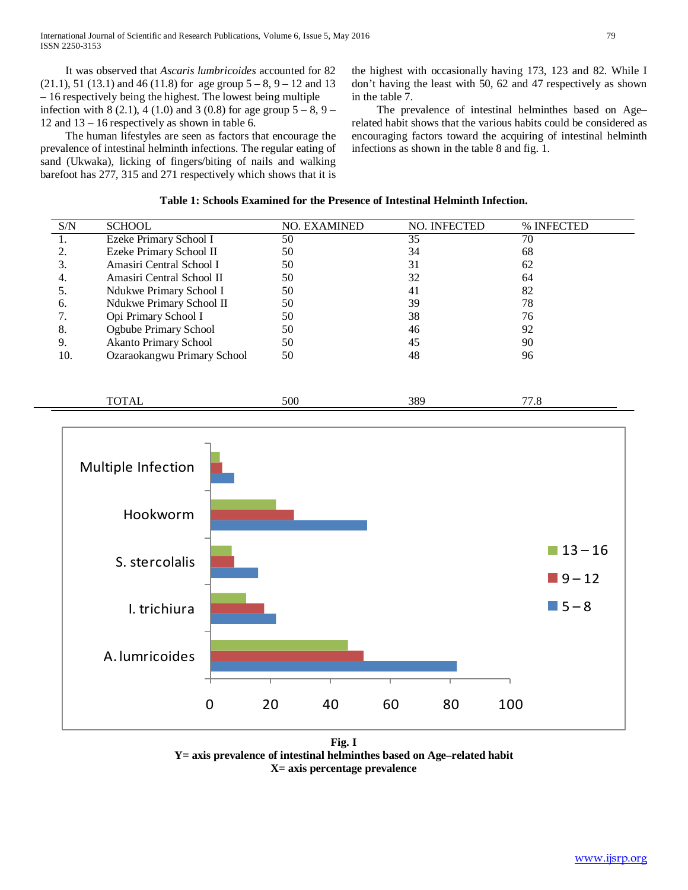It was observed that *Ascaris lumbricoides* accounted for 82 (21.1), 51 (13.1) and 46 (11.8) for age group 5 – 8, 9 – 12 and 13 – 16 respectively being the highest. The lowest being multiple infection with 8 (2.1), 4 (1.0) and 3 (0.8) for age group 5 – 8, 9 – 12 and 13 – 16 respectively as shown in table 6.

The human lifestyles are seen as factors that encourage the prevalence of intestinal helminth infections. The regular eating of sand (Ukwaka), licking of fingers/biting of nails and walking barefoot has 277, 315 and 271 respectively which shows that it is the highest with occasionally having 173, 123 and 82. While I don't having the least with 50, 62 and 47 respectively as shown in the table 7.

The prevalence of intestinal helminthes based on Age–related habit shows that the various habits could be considered as encouraging factors toward the acquiring of intestinal helminth infections as shown in the table 8 and fig. 1.

**Table 1: Schools Examined for the Presence of Intestinal Helminth Infection.**

| S/N | SCHOOL | NO. EXAMINED | NO. INFECTED | % INFECTED |
|---|---|---|---|---|
| 1. | Ezeke Primary School I | 50 | 35 | 70 |
| 2. | Ezeke Primary School II | 50 | 34 | 68 |
| 3. | Amasiri Central School I | 50 | 31 | 62 |
| 4. | Amasiri Central School II | 50 | 32 | 64 |
| 5. | Ndukwe Primary School I | 50 | 41 | 82 |
| 6. | Ndukwe Primary School II | 50 | 39 | 78 |
| 7. | Opi Primary School I | 50 | 38 | 76 |
| 8. | Ogbube Primary School | 50 | 46 | 92 |
| 9. | Akanto Primary School | 50 | 45 | 90 |
| 10. | Ozaraokangwu Primary School | 50 | 48 | 96 |
| | TOTAL | 500 | 389 | 77.8 |

**Fig. I**
**Y= axis prevalence of intestinal helminthes based on Age–related habit**
**X= axis percentage prevalence**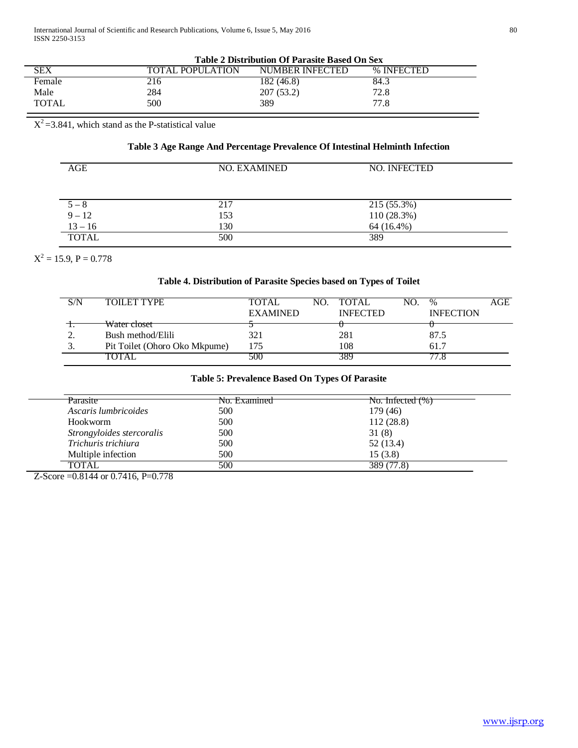**Table 2 Distribution Of Parasite Based On Sex**

| SEX | TOTAL POPULATION | NUMBER INFECTED | % INFECTED |
|---|---|---|---|
| Female | 216 | 182 (46.8) | 84.3 |
| Male | 284 | 207 (53.2) | 72.8 |
| TOTAL | 500 | 389 | 77.8 |

$X^2$ =3.841, which stand as the P-statistical value

**Table 3 Age Range And Percentage Prevalence Of Intestinal Helminth Infection**

| AGE | NO. EXAMINED | NO. INFECTED |
|---|---|---|
| 5 – 8 | 217 | 215 (55.3%) |
| 9 – 12 | 153 | 110 (28.3%) |
| 13 – 16 | 130 | 64 (16.4%) |
| TOTAL | 500 | 389 |

$X^2$ = 15.9, P = 0.778

**Table 4. Distribution of Parasite Species based on Types of Toilet**

| S/N | TOILET TYPE | TOTAL NO. EXAMINED | TOTAL NO. INFECTED | % AGE INFECTION |
|---|---|---|---|---|
| 1. | Water closet | 5 | 0 | 0 |
| 2. | Bush method/Elili | 321 | 281 | 87.5 |
| 3. | Pit Toilet (Ohoro Oko Mkpume) | 175 | 108 | 61.7 |
| | TOTAL | 500 | 389 | 77.8 |

**Table 5: Prevalence Based On Types Of Parasite**

| Parasite | No. Examined | No. Infected (%) |
|---|---|---|
| *Ascaris lumbricoides* | 500 | 179 (46) |
| Hookworm | 500 | 112 (28.8) |
| *Strongyloides stercoralis* | 500 | 31 (8) |
| *Trichuris trichiura* | 500 | 52 (13.4) |
| Multiple infection | 500 | 15 (3.8) |
| TOTAL | 500 | 389 (77.8) |

Z-Score =0.8144 or 0.7416, P=0.778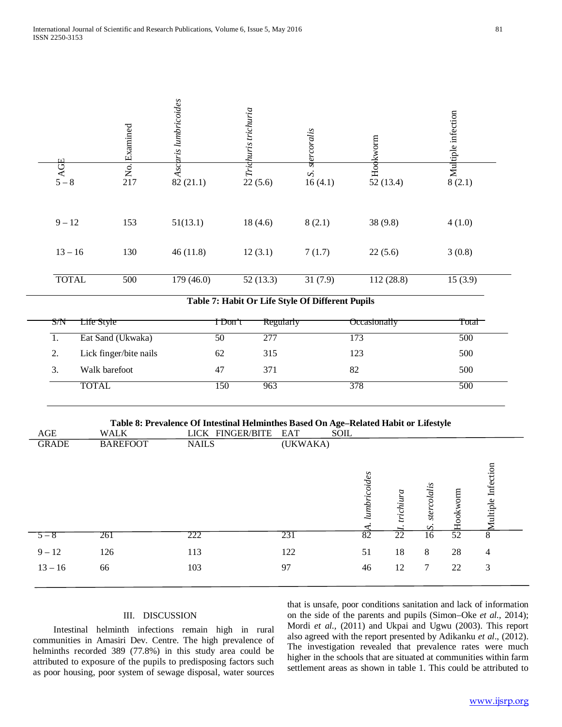| AGE | No. Examined | *Ascaris lumbricoides* | *Trichuris trichuria* | *S. stercoralis* | Hookworm | Multiple infection |
|---|---|---|---|---|---|---|
| 5 – 8 | 217 | 82 (21.1) | 22 (5.6) | 16 (4.1) | 52 (13.4) | 8 (2.1) |
| 9 – 12 | 153 | 51(13.1) | 18 (4.6) | 8 (2.1) | 38 (9.8) | 4 (1.0) |
| 13 – 16 | 130 | 46 (11.8) | 12 (3.1) | 7 (1.7) | 22 (5.6) | 3 (0.8) |
| TOTAL | 500 | 179 (46.0) | 52 (13.3) | 31 (7.9) | 112 (28.8) | 15 (3.9) |

**Table 7: Habit Or Life Style Of Different Pupils**

| S/N | Life Style | I Don't | Regularly | Occasionally | Total |
|---|---|---|---|---|---|
| 1. | Eat Sand (Ukwaka) | 50 | 277 | 173 | 500 |
| 2. | Lick finger/bite nails | 62 | 315 | 123 | 500 |
| 3. | Walk barefoot | 47 | 371 | 82 | 500 |
| | TOTAL | 150 | 963 | 378 | 500 |

**Table 8: Prevalence Of Intestinal Helminthes Based On Age–Related Habit or Lifestyle**

| AGE GRADE | WALK BAREFOOT | LICK FINGER/BITE NAILS | EAT SOIL (UKWAKA) | *A. lumbricoides* | *T. trichiura* | *S. stercolalis* | Hookworm | Multiple Infection |
|---|---|---|---|---|---|---|---|---|
| 5 – 8 | 261 | 222 | 231 | 82 | 22 | 16 | 52 | 8 |
| 9 – 12 | 126 | 113 | 122 | 51 | 18 | 8 | 28 | 4 |
| 13 – 16 | 66 | 103 | 97 | 46 | 12 | 7 | 22 | 3 |

## III. DISCUSSION

Intestinal helminth infections remain high in rural communities in Amasiri Dev. Centre. The high prevalence of helminths recorded 389 (77.8%) in this study area could be attributed to exposure of the pupils to predisposing factors such as poor housing, poor system of sewage disposal, water sources that is unsafe, poor conditions sanitation and lack of information on the side of the parents and pupils (Simon–Oke *et al.,* 2014); Mordi *et al.,* (2011) and Ukpai and Ugwu (2003). This report also agreed with the report presented by Adikanku *et al*., (2012). The investigation revealed that prevalence rates were much higher in the schools that are situated at communities within farm settlement areas as shown in table 1. This could be attributed to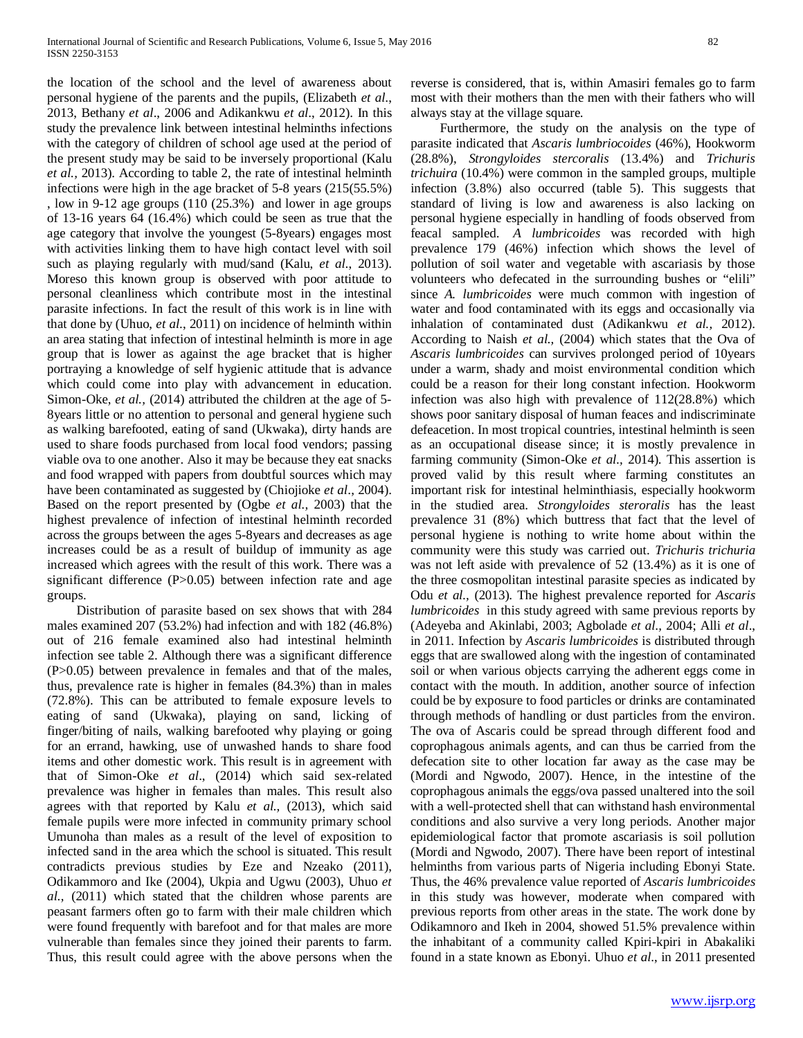the location of the school and the level of awareness about personal hygiene of the parents and the pupils, (Elizabeth *et al*., 2013, Bethany *et al*., 2006 and Adikankwu *et al*., 2012). In this study the prevalence link between intestinal helminths infections with the category of children of school age used at the period of the present study may be said to be inversely proportional (Kalu *et al.,* 2013). According to table 2, the rate of intestinal helminth infections were high in the age bracket of 5-8 years (215(55.5%) , low in 9-12 age groups (110 (25.3%) and lower in age groups of 13-16 years 64 (16.4%) which could be seen as true that the age category that involve the youngest (5-8years) engages most with activities linking them to have high contact level with soil such as playing regularly with mud/sand (Kalu, *et al*., 2013). Moreso this known group is observed with poor attitude to personal cleanliness which contribute most in the intestinal parasite infections. In fact the result of this work is in line with that done by (Uhuo, *et al*., 2011) on incidence of helminth within an area stating that infection of intestinal helminth is more in age group that is lower as against the age bracket that is higher portraying a knowledge of self hygienic attitude that is advance which could come into play with advancement in education. Simon-Oke, *et al.,* (2014) attributed the children at the age of 5-8years little or no attention to personal and general hygiene such as walking barefooted, eating of sand (Ukwaka), dirty hands are used to share foods purchased from local food vendors; passing viable ova to one another. Also it may be because they eat snacks and food wrapped with papers from doubtful sources which may have been contaminated as suggested by (Chiojioke *et al*., 2004). Based on the report presented by (Ogbe *et al.,* 2003) that the highest prevalence of infection of intestinal helminth recorded across the groups between the ages 5-8years and decreases as age increases could be as a result of buildup of immunity as age increased which agrees with the result of this work. There was a significant difference (P>0.05) between infection rate and age groups.

Distribution of parasite based on sex shows that with 284 males examined 207 (53.2%) had infection and with 182 (46.8%) out of 216 female examined also had intestinal helminth infection see table 2. Although there was a significant difference (P>0.05) between prevalence in females and that of the males, thus, prevalence rate is higher in females (84.3%) than in males (72.8%). This can be attributed to female exposure levels to eating of sand (Ukwaka), playing on sand, licking of finger/biting of nails, walking barefooted why playing or going for an errand, hawking, use of unwashed hands to share food items and other domestic work. This result is in agreement with that of Simon-Oke *et al*., (2014) which said sex-related prevalence was higher in females than males. This result also agrees with that reported by Kalu *et al.,* (2013), which said female pupils were more infected in community primary school Umunoha than males as a result of the level of exposition to infected sand in the area which the school is situated. This result contradicts previous studies by Eze and Nzeako (2011), Odikammoro and Ike (2004), Ukpia and Ugwu (2003), Uhuo *et al.,* (2011) which stated that the children whose parents are peasant farmers often go to farm with their male children which were found frequently with barefoot and for that males are more vulnerable than females since they joined their parents to farm. Thus, this result could agree with the above persons when the reverse is considered, that is, within Amasiri females go to farm most with their mothers than the men with their fathers who will always stay at the village square.

Furthermore, the study on the analysis on the type of parasite indicated that *Ascaris lumbriocoides* (46%), Hookworm (28.8%), *Strongyloides stercoralis* (13.4%) and *Trichuris trichuira* (10.4%) were common in the sampled groups, multiple infection (3.8%) also occurred (table 5). This suggests that standard of living is low and awareness is also lacking on personal hygiene especially in handling of foods observed from feacal sampled. *A lumbricoides* was recorded with high prevalence 179 (46%) infection which shows the level of pollution of soil water and vegetable with ascariasis by those volunteers who defecated in the surrounding bushes or "elili" since *A. lumbricoides* were much common with ingestion of water and food contaminated with its eggs and occasionally via inhalation of contaminated dust (Adikankwu *et al.,* 2012). According to Naish *et al.,* (2004) which states that the Ova of *Ascaris lumbricoides* can survives prolonged period of 10years under a warm, shady and moist environmental condition which could be a reason for their long constant infection. Hookworm infection was also high with prevalence of 112(28.8%) which shows poor sanitary disposal of human feaces and indiscriminate defeacetion. In most tropical countries, intestinal helminth is seen as an occupational disease since; it is mostly prevalence in farming community (Simon-Oke *et al.,* 2014). This assertion is proved valid by this result where farming constitutes an important risk for intestinal helminthiasis, especially hookworm in the studied area. *Strongyloides steroralis* has the least prevalence 31 (8%) which buttress that fact that the level of personal hygiene is nothing to write home about within the community were this study was carried out. *Trichuris trichuria* was not left aside with prevalence of 52 (13.4%) as it is one of the three cosmopolitan intestinal parasite species as indicated by Odu *et al*., (2013). The highest prevalence reported for *Ascaris lumbricoides* in this study agreed with same previous reports by (Adeyeba and Akinlabi, 2003; Agbolade *et al*., 2004; Alli *et al*., in 2011. Infection by *Ascaris lumbricoides* is distributed through eggs that are swallowed along with the ingestion of contaminated soil or when various objects carrying the adherent eggs come in contact with the mouth. In addition, another source of infection could be by exposure to food particles or drinks are contaminated through methods of handling or dust particles from the environ. The ova of Ascaris could be spread through different food and coprophagous animals agents, and can thus be carried from the defecation site to other location far away as the case may be (Mordi and Ngwodo, 2007). Hence, in the intestine of the coprophagous animals the eggs/ova passed unaltered into the soil with a well-protected shell that can withstand hash environmental conditions and also survive a very long periods. Another major epidemiological factor that promote ascariasis is soil pollution (Mordi and Ngwodo, 2007). There have been report of intestinal helminths from various parts of Nigeria including Ebonyi State. Thus, the 46% prevalence value reported of *Ascaris lumbricoides* in this study was however, moderate when compared with previous reports from other areas in the state. The work done by Odikamnoro and Ikeh in 2004, showed 51.5% prevalence within the inhabitant of a community called Kpiri-kpiri in Abakaliki found in a state known as Ebonyi. Uhuo *et al*., in 2011 presented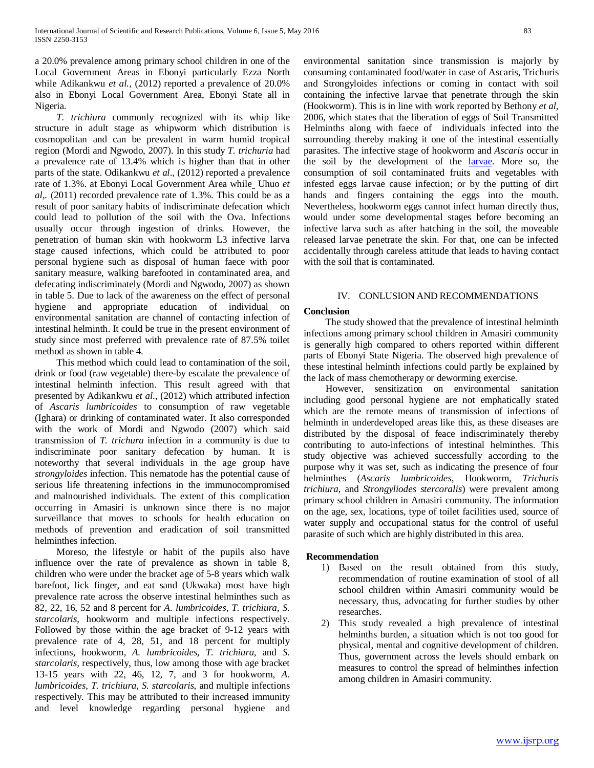a 20.0% prevalence among primary school children in one of the Local Government Areas in Ebonyi particularly Ezza North while Adikankwu *et al.,* (2012) reported a prevalence of 20.0% also in Ebonyi Local Government Area, Ebonyi State all in Nigeria.

*T. trichiura* commonly recognized with its whip like structure in adult stage as whipworm which distribution is cosmopolitan and can be prevalent in warm humid tropical region (Mordi and Ngwodo, 2007). In this study *T. trichuria* had a prevalence rate of 13.4% which is higher than that in other parts of the state. Odikankwu *et al*., (2012) reported a prevalence rate of 1.3%. at Ebonyi Local Government Area while Uhuo *et al*,. (2011) recorded prevalence rate of 1.3%. This could be as a result of poor sanitary habits of indiscriminate defecation which could lead to pollution of the soil with the Ova. Infections usually occur through ingestion of drinks. However, the penetration of human skin with hookworm L3 infective larva stage caused infections, which could be attributed to poor personal hygiene such as disposal of human faece with poor sanitary measure, walking barefooted in contaminated area, and defecating indiscriminately (Mordi and Ngwodo, 2007) as shown in table 5. Due to lack of the awareness on the effect of personal hygiene and appropriate education of individual on environmental sanitation are channel of contacting infection of intestinal helminth. It could be true in the present environment of study since most preferred with prevalence rate of 87.5% toilet method as shown in table 4.

This method which could lead to contamination of the soil, drink or food (raw vegetable) there-by escalate the prevalence of intestinal helminth infection. This result agreed with that presented by Adikankwu *et al.,* (2012) which attributed infection of *Ascaris lumbricoides* to consumption of raw vegetable (Ighara) or drinking of contaminated water. It also corresponded with the work of Mordi and Ngwodo (2007) which said transmission of *T. trichura* infection in a community is due to indiscriminate poor sanitary defecation by human. It is noteworthy that several individuals in the age group have *strongyloides* infection. This nematode has the potential cause of serious life threatening infections in the immunocompromised and malnourished individuals. The extent of this complication occurring in Amasiri is unknown since there is no major surveillance that moves to schools for health education on methods of prevention and eradication of soil transmitted helminthes infection.

Moreso, the lifestyle or habit of the pupils also have influence over the rate of prevalence as shown in table 8, children who were under the bracket age of 5-8 years which walk barefoot, lick finger, and eat sand (Ukwaka) most have high prevalence rate across the observe intestinal helminthes such as 82, 22, 16, 52 and 8 percent for *A. lumbricoides, T. trichiura, S. starcolaris,* hookworm and multiple infections respectively. Followed by those within the age bracket of 9-12 years with prevalence rate of 4, 28, 51, and 18 percent for multiply infections, hookworm, *A. lumbricoides, T. trichiura,* and *S. starcolaris,* respectively, thus, low among those with age bracket 13-15 years with 22, 46, 12, 7, and 3 for hookworm, *A. lumbricoides, T. trichiura, S. starcolaris,* and multiple infections respectively. This may be attributed to their increased immunity and level knowledge regarding personal hygiene and environmental sanitation since transmission is majorly by consuming contaminated food/water in case of Ascaris, Trichuris and Strongyloides infections or coming in contact with soil containing the infective larvae that penetrate through the skin (Hookworm). This is in line with work reported by Bethony *et al,* 2006, which states that the liberation of eggs of Soil Transmitted Helminths along with faece of individuals infected into the surrounding thereby making it one of the intestinal essentially parasites. The infective stage of hookworm and *Ascaris* occur in the soil by the development of the larvae. More so, the consumption of soil contaminated fruits and vegetables with infested eggs larvae cause infection; or by the putting of dirt hands and fingers containing the eggs into the mouth. Nevertheless, hookworm eggs cannot infect human directly thus, would under some developmental stages before becoming an infective larva such as after hatching in the soil, the moveable released larvae penetrate the skin. For that, one can be infected accidentally through careless attitude that leads to having contact with the soil that is contaminated.

## IV. CONLUSION AND RECOMMENDATIONS

### Conclusion

The study showed that the prevalence of intestinal helminth infections among primary school children in Amasiri community is generally high compared to others reported within different parts of Ebonyi State Nigeria. The observed high prevalence of these intestinal helminth infections could partly be explained by the lack of mass chemotherapy or deworming exercise.

However, sensitization on environmental sanitation including good personal hygiene are not emphatically stated which are the remote means of transmission of infections of helminth in underdeveloped areas like this, as these diseases are distributed by the disposal of feace indiscriminately thereby contributing to auto-infections of intestinal helminthes. This study objective was achieved successfully according to the purpose why it was set, such as indicating the presence of four helminthes (*Ascaris lumbricoides*, Hookworm, *Trichuris trichiura*, and *Strongyliodes stercoralis*) were prevalent among primary school children in Amasiri community. The information on the age, sex, locations, type of toilet facilities used, source of water supply and occupational status for the control of useful parasite of such which are highly distributed in this area.

### Recommendation

1) Based on the result obtained from this study, recommendation of routine examination of stool of all school children within Amasiri community would be necessary, thus, advocating for further studies by other researches.
2) This study revealed a high prevalence of intestinal helminths burden, a situation which is not too good for physical, mental and cognitive development of children. Thus, government across the levels should embark on measures to control the spread of helminthes infection among children in Amasiri community.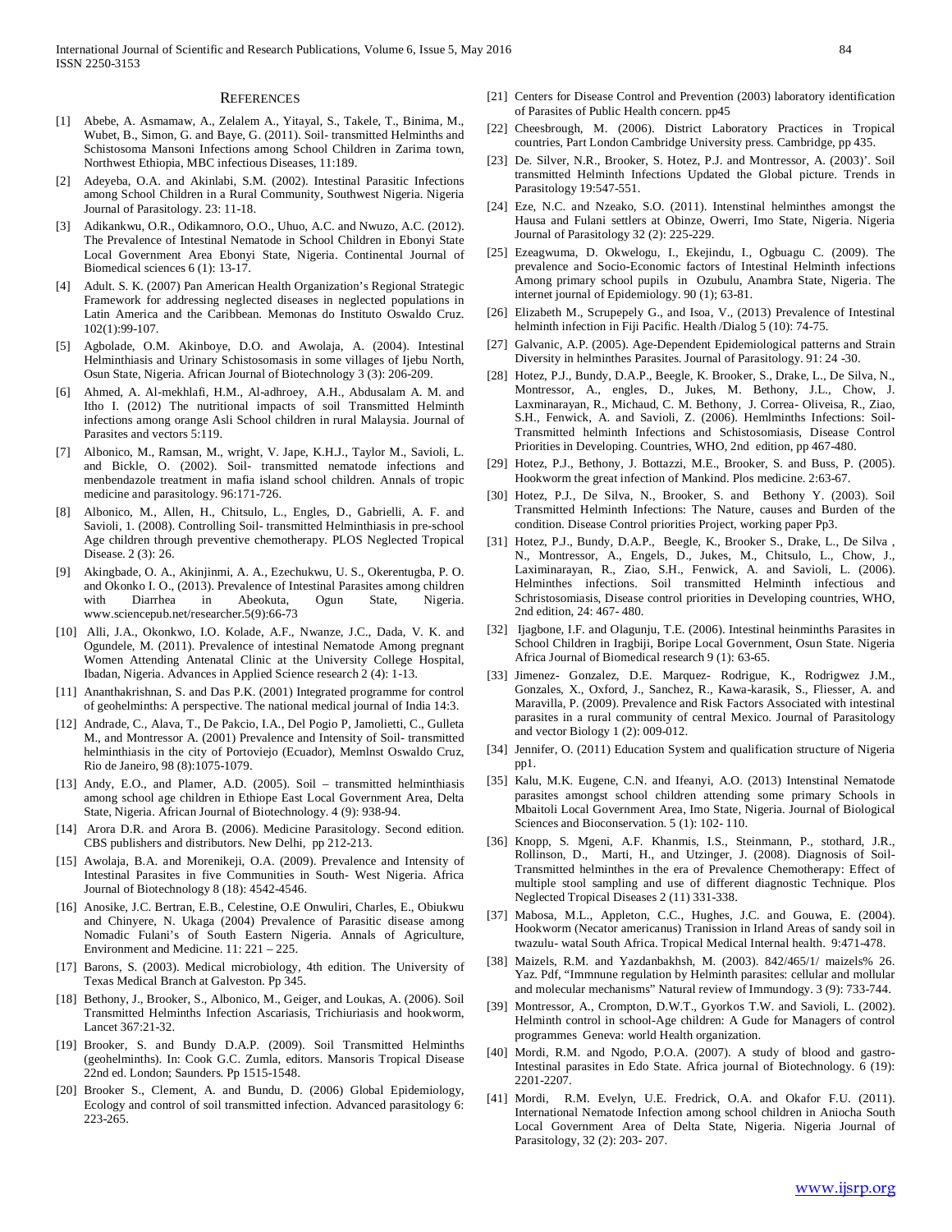## REFERENCES

[1] Abebe, A. Asmamaw, A., Zelalem A., Yitayal, S., Takele, T., Binima, M., Wubet, B., Simon, G. and Baye, G. (2011). Soil- transmitted Helminths and Schistosoma Mansoni Infections among School Children in Zarima town, Northwest Ethiopia, MBC infectious Diseases, 11:189.

[2] Adeyeba, O.A. and Akinlabi, S.M. (2002). Intestinal Parasitic Infections among School Children in a Rural Community, Southwest Nigeria. Nigeria Journal of Parasitology. 23: 11-18.

[3] Adikankwu, O.R., Odikamnoro, O.O., Uhuo, A.C. and Nwuzo, A.C. (2012). The Prevalence of Intestinal Nematode in School Children in Ebonyi State Local Government Area Ebonyi State, Nigeria. Continental Journal of Biomedical sciences 6 (1): 13-17.

[4] Adult. S. K. (2007) Pan American Health Organization's Regional Strategic Framework for addressing neglected diseases in neglected populations in Latin America and the Caribbean. Memonas do Instituto Oswaldo Cruz. 102(1):99-107.

[5] Agbolade, O.M. Akinboye, D.O. and Awolaja, A. (2004). Intestinal Helminthiasis and Urinary Schistosomasis in some villages of Ijebu North, Osun State, Nigeria. African Journal of Biotechnology 3 (3): 206-209.

[6] Ahmed, A. Al-mekhlafi, H.M., Al-adhroey, A.H., Abdusalam A. M. and Itho I. (2012) The nutritional impacts of soil Transmitted Helminth infections among orange Asli School children in rural Malaysia. Journal of Parasites and vectors 5:119.

[7] Albonico, M., Ramsan, M., wright, V. Jape, K.H.J., Taylor M., Savioli, L. and Bickle, O. (2002). Soil- transmitted nematode infections and menbendazole treatment in mafia island school children. Annals of tropic medicine and parasitology. 96:171-726.

[8] Albonico, M., Allen, H., Chitsulo, L., Engles, D., Gabrielli, A. F. and Savioli, 1. (2008). Controlling Soil- transmitted Helminthiasis in pre-school Age children through preventive chemotherapy. PLOS Neglected Tropical Disease. 2 (3): 26.

[9] Akingbade, O. A., Akinjinmi, A. A., Ezechukwu, U. S., Okerentugba, P. O. and Okonko I. O., (2013). Prevalence of Intestinal Parasites among children with Diarrhea in Abeokuta, Ogun State, Nigeria. www.sciencepub.net/researcher.5(9):66-73

[10] Alli, J.A., Okonkwo, I.O. Kolade, A.F., Nwanze, J.C., Dada, V. K. and Ogundele, M. (2011). Prevalence of intestinal Nematode Among pregnant Women Attending Antenatal Clinic at the University College Hospital, Ibadan, Nigeria. Advances in Applied Science research 2 (4): 1-13.

[11] Ananthakrishnan, S. and Das P.K. (2001) Integrated programme for control of geohelminths: A perspective. The national medical journal of India 14:3.

[12] Andrade, C., Alava, T., De Pakcio, I.A., Del Pogio P, Jamolietti, C., Gulleta M., and Montressor A. (2001) Prevalence and Intensity of Soil- transmitted helminthiasis in the city of Portoviejo (Ecuador), Memlnst Oswaldo Cruz, Rio de Janeiro, 98 (8):1075-1079.

[13] Andy, E.O., and Plamer, A.D. (2005). Soil – transmitted helminthiasis among school age children in Ethiope East Local Government Area, Delta State, Nigeria. African Journal of Biotechnology. 4 (9): 938-94.

[14] Arora D.R. and Arora B. (2006). Medicine Parasitology. Second edition. CBS publishers and distributors. New Delhi, pp 212-213.

[15] Awolaja, B.A. and Morenikeji, O.A. (2009). Prevalence and Intensity of Intestinal Parasites in five Communities in South- West Nigeria. Africa Journal of Biotechnology 8 (18): 4542-4546.

[16] Anosike, J.C. Bertran, E.B., Celestine, O.E Onwuliri, Charles, E., Obiukwu and Chinyere, N. Ukaga (2004) Prevalence of Parasitic disease among Nomadic Fulani's of South Eastern Nigeria. Annals of Agriculture, Environment and Medicine. 11: 221 – 225.

[17] Barons, S. (2003). Medical microbiology, 4th edition. The University of Texas Medical Branch at Galveston. Pp 345.

[18] Bethony, J., Brooker, S., Albonico, M., Geiger, and Loukas, A. (2006). Soil Transmitted Helminths Infection Ascariasis, Trichiuriasis and hookworm, Lancet 367:21-32.

[19] Brooker, S. and Bundy D.A.P. (2009). Soil Transmitted Helminths (geohelminths). In: Cook G.C. Zumla, editors. Mansoris Tropical Disease 22nd ed. London; Saunders. Pp 1515-1548.

[20] Brooker S., Clement, A. and Bundu, D. (2006) Global Epidemiology, Ecology and control of soil transmitted infection. Advanced parasitology 6: 223-265.

[21] Centers for Disease Control and Prevention (2003) laboratory identification of Parasites of Public Health concern. pp45

[22] Cheesbrough, M. (2006). District Laboratory Practices in Tropical countries, Part London Cambridge University press. Cambridge, pp 435.

[23] De. Silver, N.R., Brooker, S. Hotez, P.J. and Montressor, A. (2003)'. Soil transmitted Helminth Infections Updated the Global picture. Trends in Parasitology 19:547-551.

[24] Eze, N.C. and Nzeako, S.O. (2011). Intenstinal helminthes amongst the Hausa and Fulani settlers at Obinze, Owerri, Imo State, Nigeria. Nigeria Journal of Parasitology 32 (2): 225-229.

[25] Ezeagwuma, D. Okwelogu, I., Ekejindu, I., Ogbuagu C. (2009). The prevalence and Socio-Economic factors of Intestinal Helminth infections Among primary school pupils in Ozubulu, Anambra State, Nigeria. The internet journal of Epidemiology. 90 (1); 63-81.

[26] Elizabeth M., Scrupepely G., and Isoa, V., (2013) Prevalence of Intestinal helminth infection in Fiji Pacific. Health /Dialog 5 (10): 74-75.

[27] Galvanic, A.P. (2005). Age-Dependent Epidemiological patterns and Strain Diversity in helminthes Parasites. Journal of Parasitology. 91: 24 -30.

[28] Hotez, P.J., Bundy, D.A.P., Beegle, K. Brooker, S., Drake, L., De Silva, N., Montressor, A., engles, D., Jukes, M. Bethony, J.L., Chow, J. Laxminarayan, R., Michaud, C. M. Bethony, J. Correa- Oliveisa, R., Ziao, S.H., Fenwick, A. and Savioli, Z. (2006). Hemlminths Infections: Soil-Transmitted helminth Infections and Schistosomiasis, Disease Control Priorities in Developing. Countries, WHO, 2nd edition, pp 467-480.

[29] Hotez, P.J., Bethony, J. Bottazzi, M.E., Brooker, S. and Buss, P. (2005). Hookworm the great infection of Mankind. Plos medicine. 2:63-67.

[30] Hotez, P.J., De Silva, N., Brooker, S. and Bethony Y. (2003). Soil Transmitted Helminth Infections: The Nature, causes and Burden of the condition. Disease Control priorities Project, working paper Pp3.

[31] Hotez, P.J., Bundy, D.A.P., Beegle, K., Brooker S., Drake, L., De Silva , N., Montressor, A., Engels, D., Jukes, M., Chitsulo, L., Chow, J., Laximinarayan, R., Ziao, S.H., Fenwick, A. and Savioli, L. (2006). Helminthes infections. Soil transmitted Helminth infectious and Schristosomiasis, Disease control priorities in Developing countries, WHO, 2nd edition, 24: 467- 480.

[32] Ijagbone, I.F. and Olagunju, T.E. (2006). Intestinal heinminths Parasites in School Children in Iragbiji, Boripe Local Government, Osun State. Nigeria Africa Journal of Biomedical research 9 (1): 63-65.

[33] Jimenez- Gonzalez, D.E. Marquez- Rodrigue, K., Rodrigwez J.M., Gonzales, X., Oxford, J., Sanchez, R., Kawa-karasik, S., Fliesser, A. and Maravilla, P. (2009). Prevalence and Risk Factors Associated with intestinal parasites in a rural community of central Mexico. Journal of Parasitology and vector Biology 1 (2): 009-012.

[34] Jennifer, O. (2011) Education System and qualification structure of Nigeria pp1.

[35] Kalu, M.K. Eugene, C.N. and Ifeanyi, A.O. (2013) Intenstinal Nematode parasites amongst school children attending some primary Schools in Mbaitoli Local Government Area, Imo State, Nigeria. Journal of Biological Sciences and Bioconservation. 5 (1): 102- 110.

[36] Knopp, S. Mgeni, A.F. Khanmis, I.S., Steinmann, P., stothard, J.R., Rollinson, D., Marti, H., and Utzinger, J. (2008). Diagnosis of Soil-Transmitted helminthes in the era of Prevalence Chemotherapy: Effect of multiple stool sampling and use of different diagnostic Technique. Plos Neglected Tropical Diseases 2 (11) 331-338.

[37] Mabosa, M.L., Appleton, C.C., Hughes, J.C. and Gouwa, E. (2004). Hookworm (Necator americanus) Tranission in Irland Areas of sandy soil in twazulu- watal South Africa. Tropical Medical Internal health. 9:471-478.

[38] Maizels, R.M. and Yazdanbakhsh, M. (2003). 842/465/1/ maizels% 26. Yaz. Pdf, "Immnune regulation by Helminth parasites: cellular and mollular and molecular mechanisms" Natural review of Immundogy. 3 (9): 733-744.

[39] Montressor, A., Crompton, D.W.T., Gyorkos T.W. and Savioli, L. (2002). Helminth control in school-Age children: A Gude for Managers of control programmes Geneva: world Health organization.

[40] Mordi, R.M. and Ngodo, P.O.A. (2007). A study of blood and gastro-Intestinal parasites in Edo State. Africa journal of Biotechnology. 6 (19): 2201-2207.

[41] Mordi, R.M. Evelyn, U.E. Fredrick, O.A. and Okafor F.U. (2011). International Nematode Infection among school children in Aniocha South Local Government Area of Delta State, Nigeria. Nigeria Journal of Parasitology, 32 (2): 203- 207.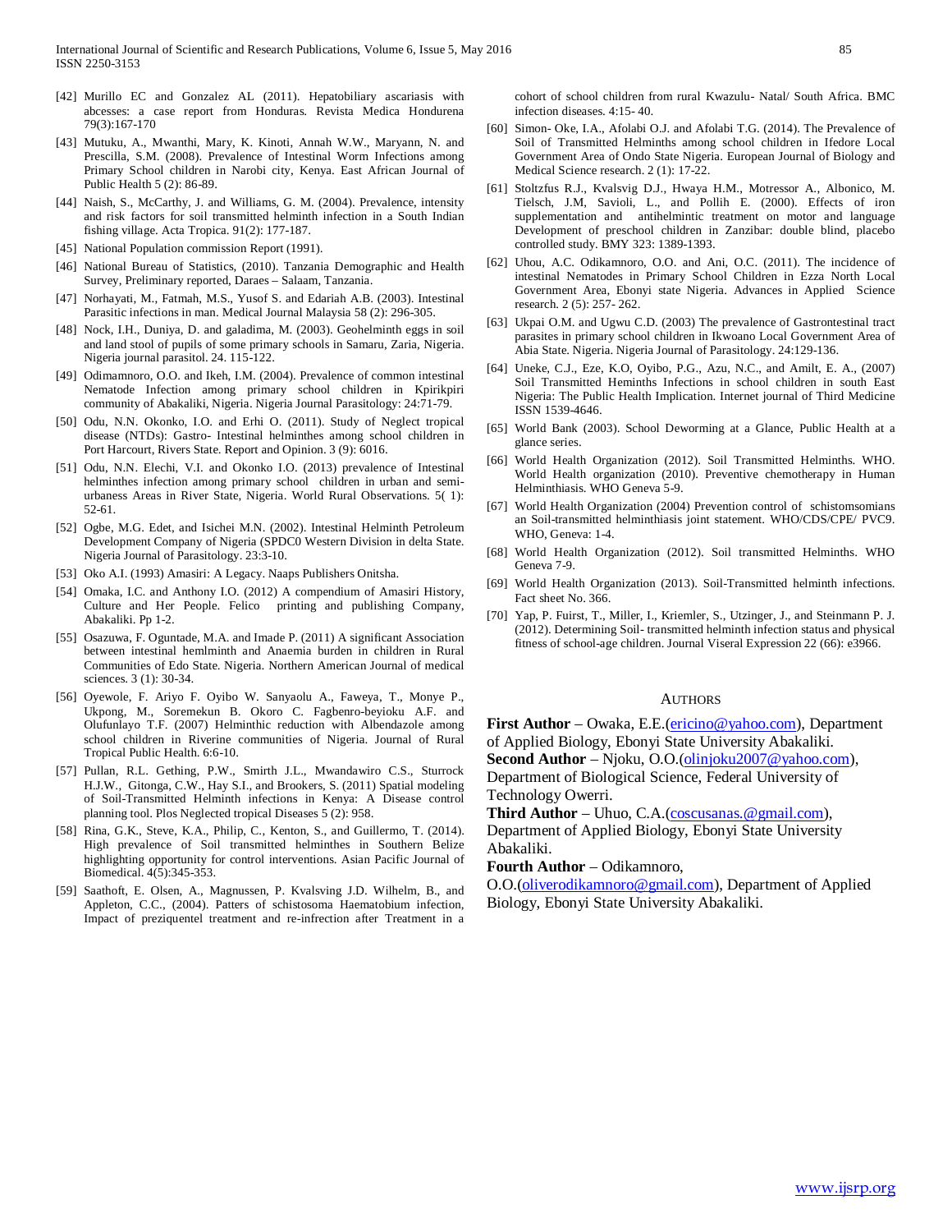[42] Murillo EC and Gonzalez AL (2011). Hepatobiliary ascariasis with abcesses: a case report from Honduras. Revista Medica Hondurena 79(3):167-170

[43] Mutuku, A., Mwanthi, Mary, K. Kinoti, Annah W.W., Maryann, N. and Prescilla, S.M. (2008). Prevalence of Intestinal Worm Infections among Primary School children in Narobi city, Kenya. East African Journal of Public Health 5 (2): 86-89.

[44] Naish, S., McCarthy, J. and Williams, G. M. (2004). Prevalence, intensity and risk factors for soil transmitted helminth infection in a South Indian fishing village. Acta Tropica. 91(2): 177-187.

[45] National Population commission Report (1991).

[46] National Bureau of Statistics, (2010). Tanzania Demographic and Health Survey, Preliminary reported, Daraes – Salaam, Tanzania.

[47] Norhayati, M., Fatmah, M.S., Yusof S. and Edariah A.B. (2003). Intestinal Parasitic infections in man. Medical Journal Malaysia 58 (2): 296-305.

[48] Nock, I.H., Duniya, D. and galadima, M. (2003). Geohelminth eggs in soil and land stool of pupils of some primary schools in Samaru, Zaria, Nigeria. Nigeria journal parasitol. 24. 115-122.

[49] Odimamnoro, O.O. and Ikeh, I.M. (2004). Prevalence of common intestinal Nematode Infection among primary school children in Kpirikpiri community of Abakaliki, Nigeria. Nigeria Journal Parasitology: 24:71-79.

[50] Odu, N.N. Okonko, I.O. and Erhi O. (2011). Study of Neglect tropical disease (NTDs): Gastro- Intestinal helminthes among school children in Port Harcourt, Rivers State. Report and Opinion. 3 (9): 6016.

[51] Odu, N.N. Elechi, V.I. and Okonko I.O. (2013) prevalence of Intestinal helminthes infection among primary school children in urban and semi-urbaness Areas in River State, Nigeria. World Rural Observations. 5( 1): 52-61.

[52] Ogbe, M.G. Edet, and Isichei M.N. (2002). Intestinal Helminth Petroleum Development Company of Nigeria (SPDC0 Western Division in delta State. Nigeria Journal of Parasitology. 23:3-10.

[53] Oko A.I. (1993) Amasiri: A Legacy. Naaps Publishers Onitsha.

[54] Omaka, I.C. and Anthony I.O. (2012) A compendium of Amasiri History, Culture and Her People. Felico printing and publishing Company, Abakaliki. Pp 1-2.

[55] Osazuwa, F. Oguntade, M.A. and Imade P. (2011) A significant Association between intestinal hemlminth and Anaemia burden in children in Rural Communities of Edo State. Nigeria. Northern American Journal of medical sciences. 3 (1): 30-34.

[56] Oyewole, F. Ariyo F. Oyibo W. Sanyaolu A., Faweya, T., Monye P., Ukpong, M., Soremekun B. Okoro C. Fagbenro-beyioku A.F. and Olufunlayo T.F. (2007) Helminthic reduction with Albendazole among school children in Riverine communities of Nigeria. Journal of Rural Tropical Public Health. 6:6-10.

[57] Pullan, R.L. Gething, P.W., Smirth J.L., Mwandawiro C.S., Sturrock H.J.W., Gitonga, C.W., Hay S.I., and Brookers, S. (2011) Spatial modeling of Soil-Transmitted Helminth infections in Kenya: A Disease control planning tool. Plos Neglected tropical Diseases 5 (2): 958.

[58] Rina, G.K., Steve, K.A., Philip, C., Kenton, S., and Guillermo, T. (2014). High prevalence of Soil transmitted helminthes in Southern Belize highlighting opportunity for control interventions. Asian Pacific Journal of Biomedical. 4(5):345-353.

[59] Saathoft, E. Olsen, A., Magnussen, P. Kvalsving J.D. Wilhelm, B., and Appleton, C.C., (2004). Patters of schistosoma Haematobium infection, Impact of preziquentel treatment and re-infrection after Treatment in a cohort of school children from rural Kwazulu- Natal/ South Africa. BMC infection diseases. 4:15- 40.

[60] Simon- Oke, I.A., Afolabi O.J. and Afolabi T.G. (2014). The Prevalence of Soil of Transmitted Helminths among school children in Ifedore Local Government Area of Ondo State Nigeria. European Journal of Biology and Medical Science research. 2 (1): 17-22.

[61] Stoltzfus R.J., Kvalsvig D.J., Hwaya H.M., Motressor A., Albonico, M. Tielsch, J.M, Savioli, L., and Pollih E. (2000). Effects of iron supplementation and antihelmintic treatment on motor and language Development of preschool children in Zanzibar: double blind, placebo controlled study. BMY 323: 1389-1393.

[62] Uhou, A.C. Odikamnoro, O.O. and Ani, O.C. (2011). The incidence of intestinal Nematodes in Primary School Children in Ezza North Local Government Area, Ebonyi state Nigeria. Advances in Applied Science research. 2 (5): 257- 262.

[63] Ukpai O.M. and Ugwu C.D. (2003) The prevalence of Gastrontestinal tract parasites in primary school children in Ikwoano Local Government Area of Abia State. Nigeria. Nigeria Journal of Parasitology. 24:129-136.

[64] Uneke, C.J., Eze, K.O, Oyibo, P.G., Azu, N.C., and Amilt, E. A., (2007) Soil Transmitted Heminths Infections in school children in south East Nigeria: The Public Health Implication. Internet journal of Third Medicine ISSN 1539-4646.

[65] World Bank (2003). School Deworming at a Glance, Public Health at a glance series.

[66] World Health Organization (2012). Soil Transmitted Helminths. WHO. World Health organization (2010). Preventive chemotherapy in Human Helminthiasis. WHO Geneva 5-9.

[67] World Health Organization (2004) Prevention control of schistomsomians an Soil-transmitted helminthiasis joint statement. WHO/CDS/CPE/ PVC9. WHO, Geneva: 1-4.

[68] World Health Organization (2012). Soil transmitted Helminths. WHO Geneva 7-9.

[69] World Health Organization (2013). Soil-Transmitted helminth infections. Fact sheet No. 366.

[70] Yap, P. Fuirst, T., Miller, I., Kriemler, S., Utzinger, J., and Steinmann P. J. (2012). Determining Soil- transmitted helminth infection status and physical fitness of school-age children. Journal Viseral Expression 22 (66): e3966.

## AUTHORS

**First Author** – Owaka, E.E.(ericino@yahoo.com), Department of Applied Biology, Ebonyi State University Abakaliki.
**Second Author** – Njoku, O.O.(olinjoku2007@yahoo.com), Department of Biological Science, Federal University of Technology Owerri.
**Third Author** – Uhuo, C.A.(coscusanas.@gmail.com), Department of Applied Biology, Ebonyi State University Abakaliki.
**Fourth Author** – Odikamnoro, O.O.(oliverodikamnoro@gmail.com), Department of Applied Biology, Ebonyi State University Abakaliki.